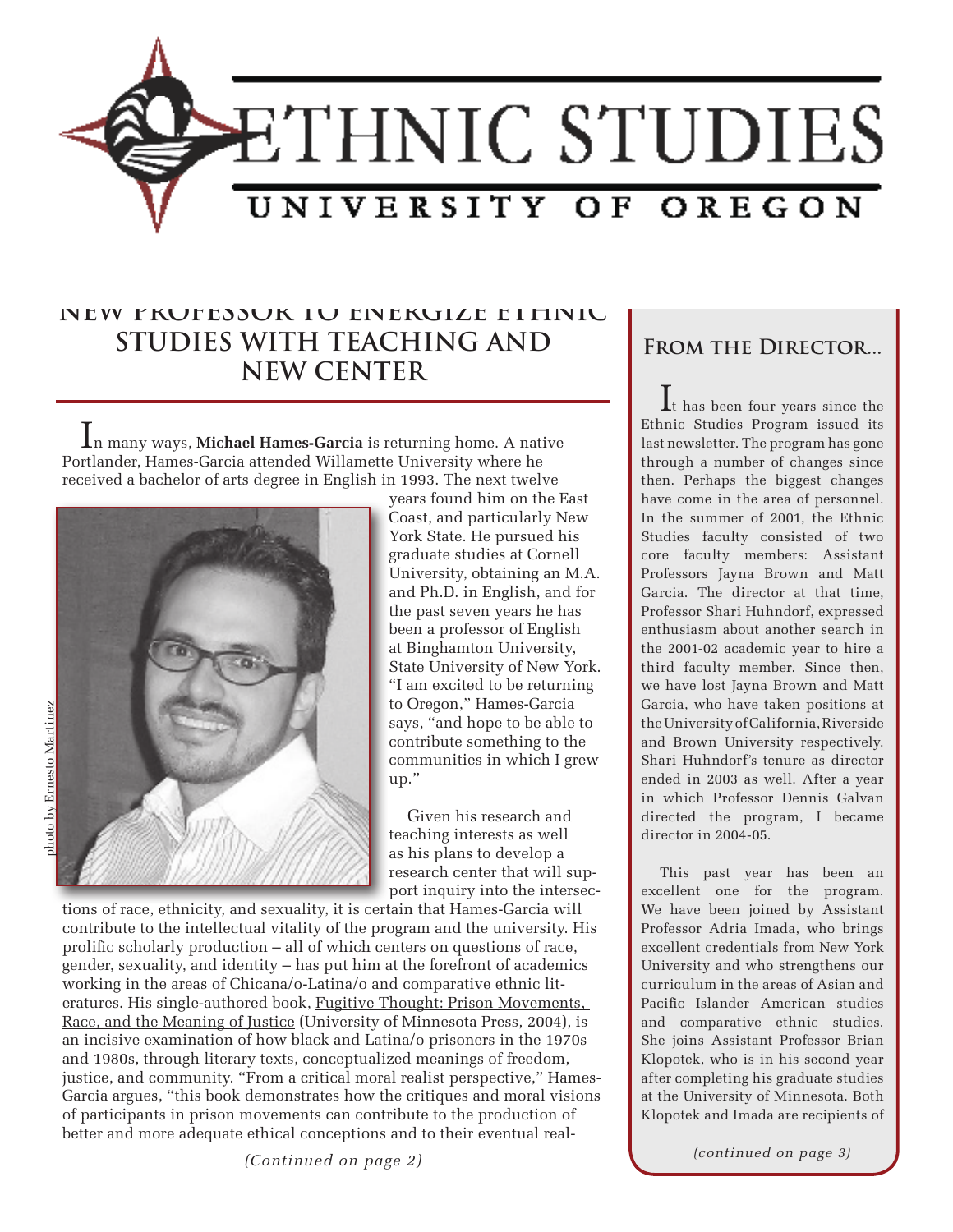# ETHNIC STUDIES

UNIVERSITY OF OREGON

## NEW PROFESSOR TO ENERGIZE ETHNIC STUDIES WITH TEACHING AND NEW CENTER

In many ways, **Michael Hames-Garcia** is returning home. A native Portlander, Hames-Garcia attended Willamette University where he received a bachelor of arts degree in English in 1993. The next twelve years found him on the East Coast, and particularly New York State. He pursued his graduate studies at Cornell University, obtaining an M.A. and Ph.D. in English, and for the past seven years he has been a professor of English at Binghamton University, State University of New York. "I am excited to be returning to Oregon," Hames-Garcia says, "and hope to be able to contribute something to the communities in which I grew up."

photo by Ernesto Martinez

Given his research and teaching interests as well as his plans to develop a research center that will support inquiry into the intersections of race, ethnicity, and sexuality, it is certain that Hames-Garcia will contribute to the intellectual vitality of the program and the university. His prolific scholarly production – all of which centers on questions of race, gender, sexuality, and identity – has put him at the forefront of academics working in the areas of Chicana/o-Latina/o and comparative ethnic literatures. His single-authored book, Fugitive Thought: Prison Movements, Race, and the Meaning of Justice (University of Minnesota Press, 2004), is an incisive examination of how black and Latina/o prisoners in the 1970s and 1980s, through literary texts, conceptualized meanings of freedom, justice, and community. "From a critical moral realist perspective," Hames-Garcia argues, "this book demonstrates how the critiques and moral visions of participants in prison movements can contribute to the production of better and more adequate ethical conceptions and to their eventual real-

*(Continued on page 2)*

## From the Director...

It has been four years since the Ethnic Studies Program issued its last newsletter. The program has gone through a number of changes since then. Perhaps the biggest changes have come in the area of personnel. In the summer of 2001, the Ethnic Studies faculty consisted of two core faculty members: Assistant Professors Jayna Brown and Matt Garcia. The director at that time, Professor Shari Huhndorf, expressed enthusiasm about another search in the 2001-02 academic year to hire a third faculty member. Since then, we have lost Jayna Brown and Matt Garcia, who have taken positions at the University of California, Riverside and Brown University respectively. Shari Huhndorf's tenure as director ended in 2003 as well. After a year in which Professor Dennis Galvan directed the program, I became director in 2004-05.

This past year has been an excellent one for the program. We have been joined by Assistant Professor Adria Imada, who brings excellent credentials from New York University and who strengthens our curriculum in the areas of Asian and Pacific Islander American studies and comparative ethnic studies. She joins Assistant Professor Brian Klopotek, who is in his second year after completing his graduate studies at the University of Minnesota. Both Klopotek and Imada are recipients of

*(continued on page 3)*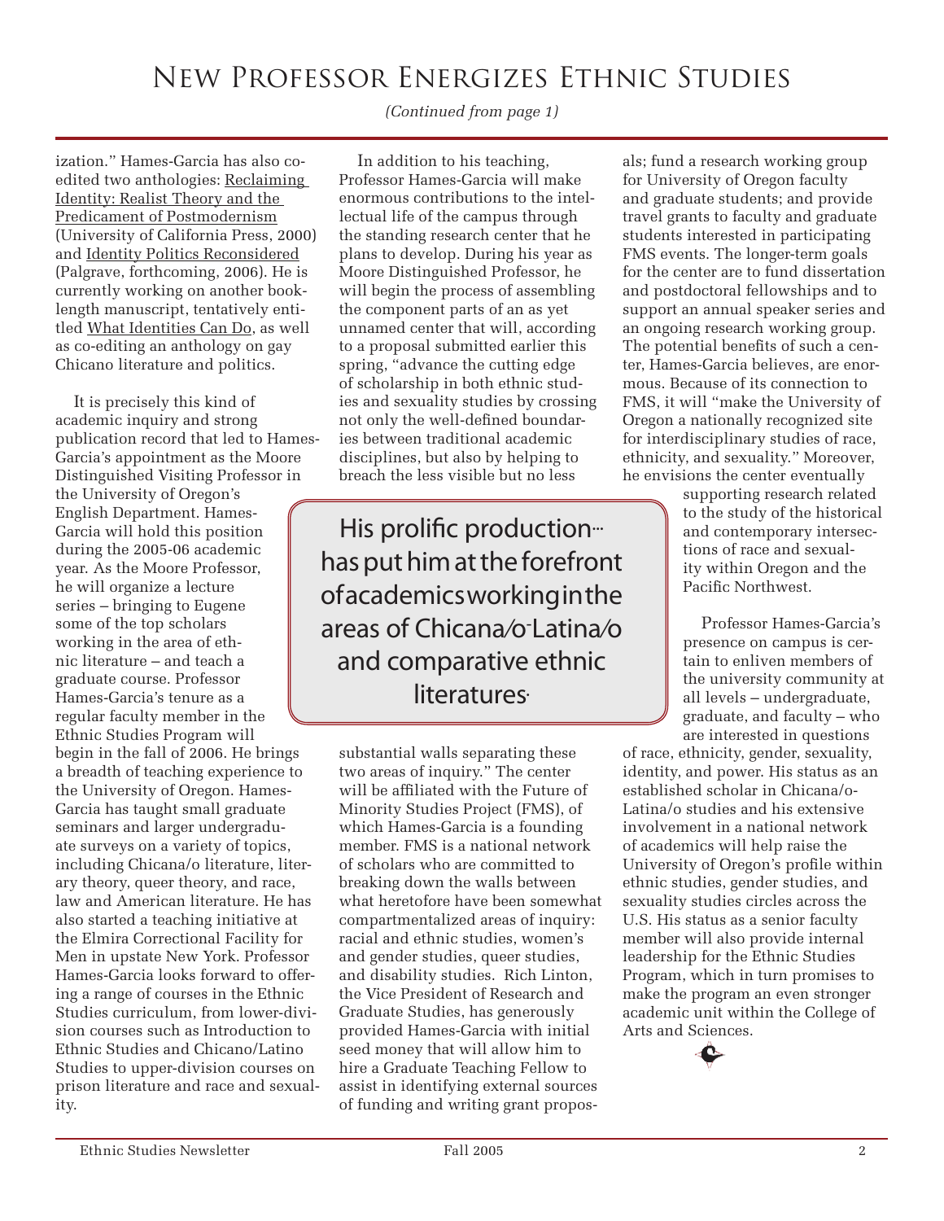# New Professor Energizes Ethnic Studies

*(Continued from page 1)*

ization." Hames-Garcia has also co-edited two anthologies: Reclaiming Identity: Realist Theory and the Predicament of Postmodernism (University of California Press, 2000) and Identity Politics Reconsidered (Palgrave, forthcoming, 2006). He is currently working on another book-length manuscript, tentatively entitled What Identities Can Do, as well as co-editing an anthology on gay Chicano literature and politics.

It is precisely this kind of academic inquiry and strong publication record that led to Hames-Garcia's appointment as the Moore Distinguished Visiting Professor in the University of Oregon's English Department. Hames-Garcia will hold this position during the 2005-06 academic year. As the Moore Professor, he will organize a lecture series – bringing to Eugene some of the top scholars working in the area of ethnic literature – and teach a graduate course. Professor Hames-Garcia's tenure as a regular faculty member in the Ethnic Studies Program will begin in the fall of 2006. He brings a breadth of teaching experience to the University of Oregon. Hames-Garcia has taught small graduate seminars and larger undergraduate surveys on a variety of topics, including Chicana/o literature, literary theory, queer theory, and race, law and American literature. He has also started a teaching initiative at the Elmira Correctional Facility for Men in upstate New York. Professor Hames-Garcia looks forward to offering a range of courses in the Ethnic Studies curriculum, from lower-division courses such as Introduction to Ethnic Studies and Chicano/Latino Studies to upper-division courses on prison literature and race and sexuality.

In addition to his teaching, Professor Hames-Garcia will make enormous contributions to the intellectual life of the campus through the standing research center that he plans to develop. During his year as Moore Distinguished Professor, he will begin the process of assembling the component parts of an as yet unnamed center that will, according to a proposal submitted earlier this spring, "advance the cutting edge of scholarship in both ethnic studies and sexuality studies by crossing not only the well-defined boundaries between traditional academic disciplines, but also by helping to breach the less visible but no less substantial walls separating these two areas of inquiry." The center will be affiliated with the Future of Minority Studies Project (FMS), of which Hames-Garcia is a founding member. FMS is a national network of scholars who are committed to breaking down the walls between what heretofore have been somewhat compartmentalized areas of inquiry: racial and ethnic studies, women's and gender studies, queer studies, and disability studies. Rich Linton, the Vice President of Research and Graduate Studies, has generously provided Hames-Garcia with initial seed money that will allow him to hire a Graduate Teaching Fellow to assist in identifying external sources of funding and writing grant proposals; fund a research working group for University of Oregon faculty and graduate students; and provide travel grants to faculty and graduate students interested in participating FMS events. The longer-term goals for the center are to fund dissertation and postdoctoral fellowships and to support an annual speaker series and an ongoing research working group. The potential benefits of such a center, Hames-Garcia believes, are enormous. Because of its connection to FMS, it will "make the University of Oregon a nationally recognized site for interdisciplinary studies of race, ethnicity, and sexuality." Moreover, he envisions the center eventually supporting research related to the study of the historical and contemporary intersections of race and sexuality within Oregon and the Pacific Northwest.

> His prolific production... has put him at the forefront of academics working in the areas of Chicana/o-Latina/o and comparative ethnic literatures.

Professor Hames-Garcia's presence on campus is certain to enliven members of the university community at all levels – undergraduate, graduate, and faculty – who are interested in questions of race, ethnicity, gender, sexuality, identity, and power. His status as an established scholar in Chicana/o-Latina/o studies and his extensive involvement in a national network of academics will help raise the University of Oregon's profile within ethnic studies, gender studies, and sexuality studies circles across the U.S. His status as a senior faculty member will also provide internal leadership for the Ethnic Studies Program, which in turn promises to make the program an even stronger academic unit within the College of Arts and Sciences.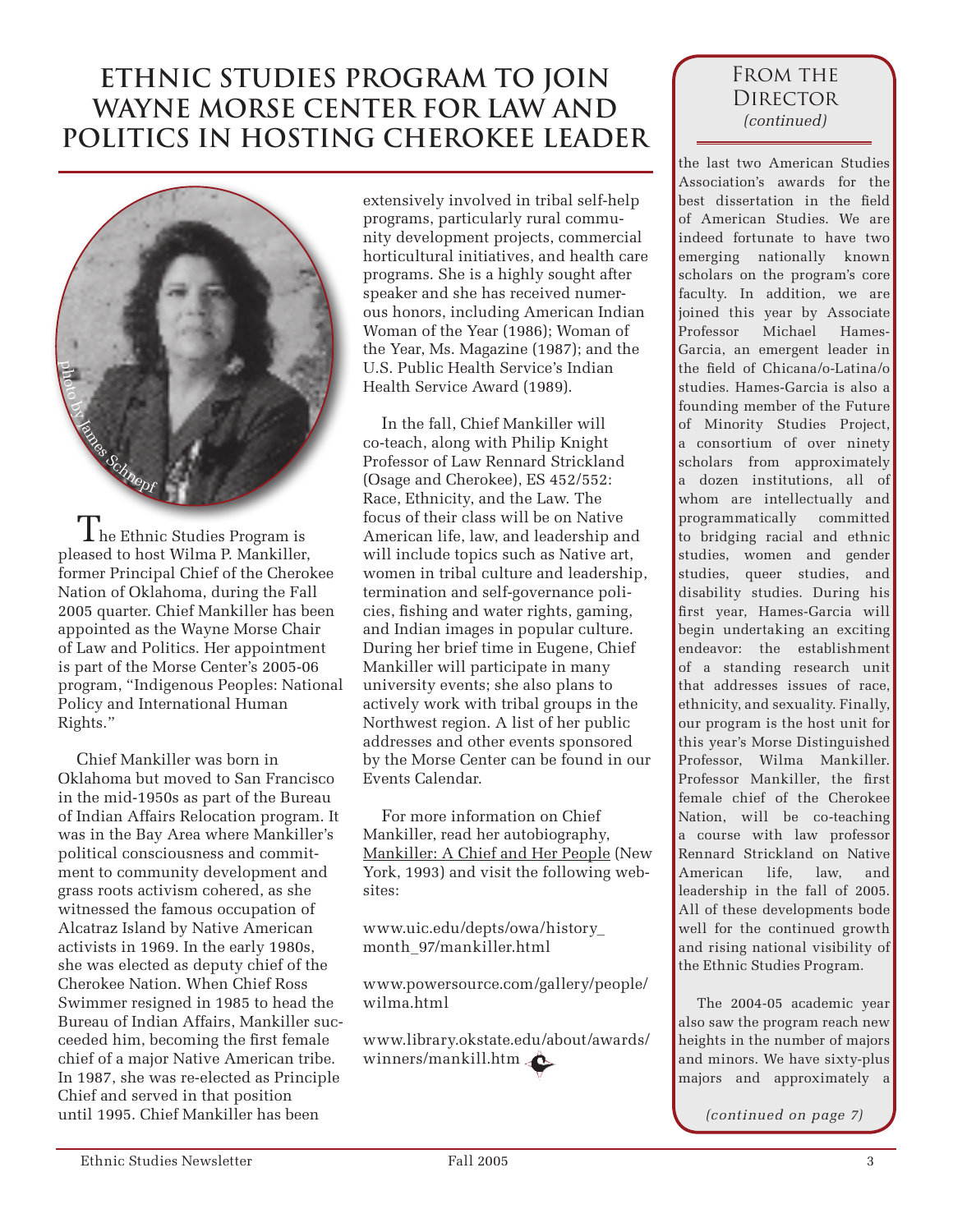## ETHNIC STUDIES PROGRAM TO JOIN WAYNE MORSE CENTER FOR LAW AND POLITICS IN HOSTING CHEROKEE LEADER

photo by James Schnepf

The Ethnic Studies Program is pleased to host Wilma P. Mankiller, former Principal Chief of the Cherokee Nation of Oklahoma, during the Fall 2005 quarter. Chief Mankiller has been appointed as the Wayne Morse Chair of Law and Politics. Her appointment is part of the Morse Center's 2005-06 program, "Indigenous Peoples: National Policy and International Human Rights."

Chief Mankiller was born in Oklahoma but moved to San Francisco in the mid-1950s as part of the Bureau of Indian Affairs Relocation program. It was in the Bay Area where Mankiller's political consciousness and commitment to community development and grass roots activism cohered, as she witnessed the famous occupation of Alcatraz Island by Native American activists in 1969. In the early 1980s, she was elected as deputy chief of the Cherokee Nation. When Chief Ross Swimmer resigned in 1985 to head the Bureau of Indian Affairs, Mankiller succeeded him, becoming the first female chief of a major Native American tribe. In 1987, she was re-elected as Principle Chief and served in that position until 1995. Chief Mankiller has been extensively involved in tribal self-help programs, particularly rural community development projects, commercial horticultural initiatives, and health care programs. She is a highly sought after speaker and she has received numerous honors, including American Indian Woman of the Year (1986); Woman of the Year, Ms. Magazine (1987); and the U.S. Public Health Service's Indian Health Service Award (1989).

In the fall, Chief Mankiller will co-teach, along with Philip Knight Professor of Law Rennard Strickland (Osage and Cherokee), ES 452/552: Race, Ethnicity, and the Law. The focus of their class will be on Native American life, law, and leadership and will include topics such as Native art, women in tribal culture and leadership, termination and self-governance policies, fishing and water rights, gaming, and Indian images in popular culture. During her brief time in Eugene, Chief Mankiller will participate in many university events; she also plans to actively work with tribal groups in the Northwest region. A list of her public addresses and other events sponsored by the Morse Center can be found in our Events Calendar.

For more information on Chief Mankiller, read her autobiography, Mankiller: A Chief and Her People (New York, 1993) and visit the following websites:

www.uic.edu/depts/owa/history_month_97/mankiller.html

www.powersource.com/gallery/people/wilma.html

www.library.okstate.edu/about/awards/winners/mankill.htm

## From the Director *(continued)*

the last two American Studies Association's awards for the best dissertation in the field of American Studies. We are indeed fortunate to have two emerging nationally known scholars on the program's core faculty. In addition, we are joined this year by Associate Professor Michael Hames-Garcia, an emergent leader in the field of Chicana/o-Latina/o studies. Hames-Garcia is also a founding member of the Future of Minority Studies Project, a consortium of over ninety scholars from approximately a dozen institutions, all of whom are intellectually and programmatically committed to bridging racial and ethnic studies, women and gender studies, queer studies, and disability studies. During his first year, Hames-Garcia will begin undertaking an exciting endeavor: the establishment of a standing research unit that addresses issues of race, ethnicity, and sexuality. Finally, our program is the host unit for this year's Morse Distinguished Professor, Wilma Mankiller. Professor Mankiller, the first female chief of the Cherokee Nation, will be co-teaching a course with law professor Rennard Strickland on Native American life, law, and leadership in the fall of 2005. All of these developments bode well for the continued growth and rising national visibility of the Ethnic Studies Program.

The 2004-05 academic year also saw the program reach new heights in the number of majors and minors. We have sixty-plus majors and approximately a

*(continued on page 7)*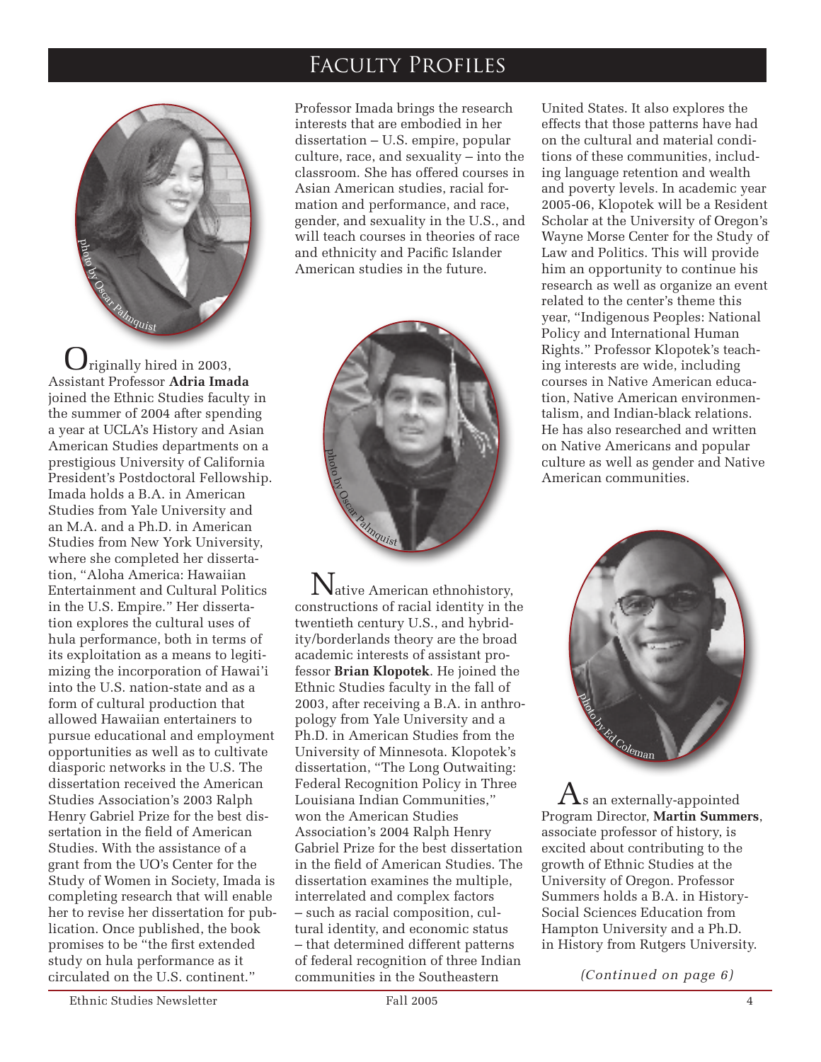# Faculty Profiles

photo by Oscar Palmquist

Originally hired in 2003, Assistant Professor **Adria Imada** joined the Ethnic Studies faculty in the summer of 2004 after spending a year at UCLA's History and Asian American Studies departments on a prestigious University of California President's Postdoctoral Fellowship. Imada holds a B.A. in American Studies from Yale University and an M.A. and a Ph.D. in American Studies from New York University, where she completed her dissertation, "Aloha America: Hawaiian Entertainment and Cultural Politics in the U.S. Empire." Her dissertation explores the cultural uses of hula performance, both in terms of its exploitation as a means to legitimizing the incorporation of Hawai'i into the U.S. nation-state and as a form of cultural production that allowed Hawaiian entertainers to pursue educational and employment opportunities as well as to cultivate diasporic networks in the U.S. The dissertation received the American Studies Association's 2003 Ralph Henry Gabriel Prize for the best dissertation in the field of American Studies. With the assistance of a grant from the UO's Center for the Study of Women in Society, Imada is completing research that will enable her to revise her dissertation for publication. Once published, the book promises to be "the first extended study on hula performance as it circulated on the U.S. continent."

Professor Imada brings the research interests that are embodied in her dissertation – U.S. empire, popular culture, race, and sexuality – into the classroom. She has offered courses in Asian American studies, racial formation and performance, and race, gender, and sexuality in the U.S., and will teach courses in theories of race and ethnicity and Pacific Islander American studies in the future.

photo by Oscar Palmquist

Native American ethnohistory, constructions of racial identity in the twentieth century U.S., and hybridity/borderlands theory are the broad academic interests of assistant professor **Brian Klopotek**. He joined the Ethnic Studies faculty in the fall of 2003, after receiving a B.A. in anthropology from Yale University and a Ph.D. in American Studies from the University of Minnesota. Klopotek's dissertation, "The Long Outwaiting: Federal Recognition Policy in Three Louisiana Indian Communities," won the American Studies Association's 2004 Ralph Henry Gabriel Prize for the best dissertation in the field of American Studies. The dissertation examines the multiple, interrelated and complex factors – such as racial composition, cultural identity, and economic status – that determined different patterns of federal recognition of three Indian communities in the Southeastern United States. It also explores the effects that those patterns have had on the cultural and material conditions of these communities, including language retention and wealth and poverty levels. In academic year 2005-06, Klopotek will be a Resident Scholar at the University of Oregon's Wayne Morse Center for the Study of Law and Politics. This will provide him an opportunity to continue his research as well as organize an event related to the center's theme this year, "Indigenous Peoples: National Policy and International Human Rights." Professor Klopotek's teaching interests are wide, including courses in Native American education, Native American environmentalism, and Indian-black relations. He has also researched and written on Native Americans and popular culture as well as gender and Native American communities.

photo by Ed Coleman

As an externally-appointed Program Director, **Martin Summers**, associate professor of history, is excited about contributing to the growth of Ethnic Studies at the University of Oregon. Professor Summers holds a B.A. in History-Social Sciences Education from Hampton University and a Ph.D. in History from Rutgers University.

*(Continued on page 6)*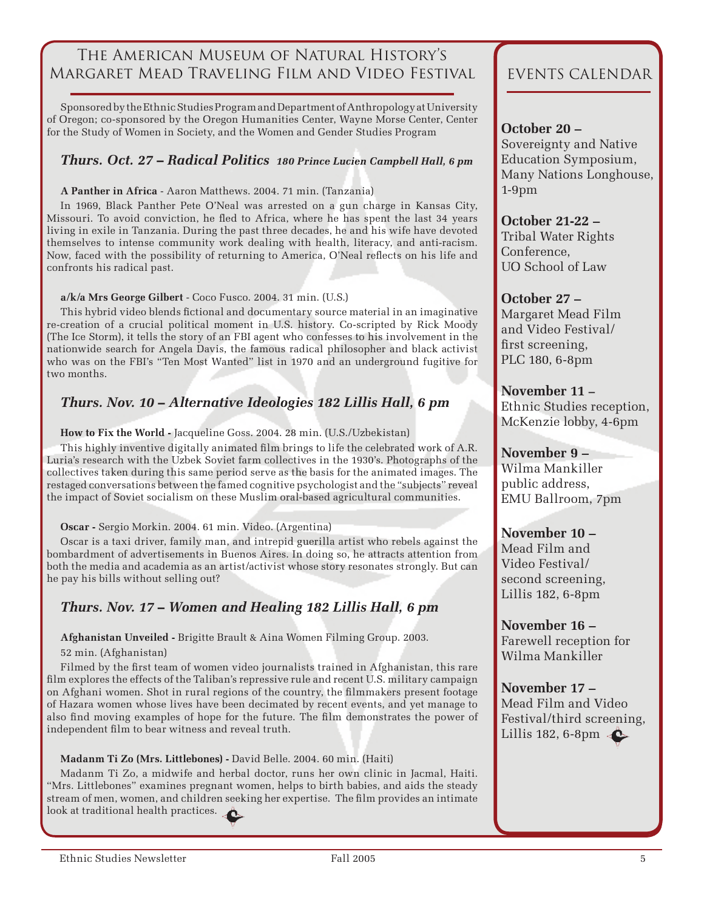# The American Museum of Natural History's Margaret Mead Traveling Film and Video Festival

Sponsored by the Ethnic Studies Program and Department of Anthropology at University of Oregon; co-sponsored by the Oregon Humanities Center, Wayne Morse Center, Center for the Study of Women in Society, and the Women and Gender Studies Program

## *Thurs. Oct. 27 – Radical Politics* *180 Prince Lucien Campbell Hall, 6 pm*

**A Panther in Africa** - Aaron Matthews. 2004. 71 min. (Tanzania)

In 1969, Black Panther Pete O'Neal was arrested on a gun charge in Kansas City, Missouri. To avoid conviction, he fled to Africa, where he has spent the last 34 years living in exile in Tanzania. During the past three decades, he and his wife have devoted themselves to intense community work dealing with health, literacy, and anti-racism. Now, faced with the possibility of returning to America, O'Neal reflects on his life and confronts his radical past.

**a/k/a Mrs George Gilbert** - Coco Fusco. 2004. 31 min. (U.S.)

This hybrid video blends fictional and documentary source material in an imaginative re-creation of a crucial political moment in U.S. history. Co-scripted by Rick Moody (The Ice Storm), it tells the story of an FBI agent who confesses to his involvement in the nationwide search for Angela Davis, the famous radical philosopher and black activist who was on the FBI's "Ten Most Wanted" list in 1970 and an underground fugitive for two months.

## *Thurs. Nov. 10 – Alternative Ideologies 182 Lillis Hall, 6 pm*

**How to Fix the World -** Jacqueline Goss. 2004. 28 min. (U.S./Uzbekistan)

This highly inventive digitally animated film brings to life the celebrated work of A.R. Luria's research with the Uzbek Soviet farm collectives in the 1930's. Photographs of the collectives taken during this same period serve as the basis for the animated images. The restaged conversations between the famed cognitive psychologist and the "subjects" reveal the impact of Soviet socialism on these Muslim oral-based agricultural communities.

**Oscar -** Sergio Morkin. 2004. 61 min. Video. (Argentina)

Oscar is a taxi driver, family man, and intrepid guerilla artist who rebels against the bombardment of advertisements in Buenos Aires. In doing so, he attracts attention from both the media and academia as an artist/activist whose story resonates strongly. But can he pay his bills without selling out?

## *Thurs. Nov. 17 – Women and Healing 182 Lillis Hall, 6 pm*

**Afghanistan Unveiled -** Brigitte Brault & Aina Women Filming Group. 2003. 52 min. (Afghanistan)

Filmed by the first team of women video journalists trained in Afghanistan, this rare film explores the effects of the Taliban's repressive rule and recent U.S. military campaign on Afghani women. Shot in rural regions of the country, the filmmakers present footage of Hazara women whose lives have been decimated by recent events, and yet manage to also find moving examples of hope for the future. The film demonstrates the power of independent film to bear witness and reveal truth.

**Madanm Ti Zo (Mrs. Littlebones) -** David Belle. 2004. 60 min. (Haiti)

Madanm Ti Zo, a midwife and herbal doctor, runs her own clinic in Jacmal, Haiti. "Mrs. Littlebones" examines pregnant women, helps to birth babies, and aids the steady stream of men, women, and children seeking her expertise. The film provides an intimate look at traditional health practices.

# Events Calendar

**October 20 –**
Sovereignty and Native Education Symposium, Many Nations Longhouse, 1-9pm

**October 21-22 –**
Tribal Water Rights Conference, UO School of Law

**October 27 –**
Margaret Mead Film and Video Festival/ first screening, PLC 180, 6-8pm

**November 11 –**
Ethnic Studies reception, McKenzie lobby, 4-6pm

**November 9 –**
Wilma Mankiller public address, EMU Ballroom, 7pm

**November 10 –**
Mead Film and Video Festival/ second screening, Lillis 182, 6-8pm

**November 16 –**
Farewell reception for Wilma Mankiller

**November 17 –**
Mead Film and Video Festival/third screening, Lillis 182, 6-8pm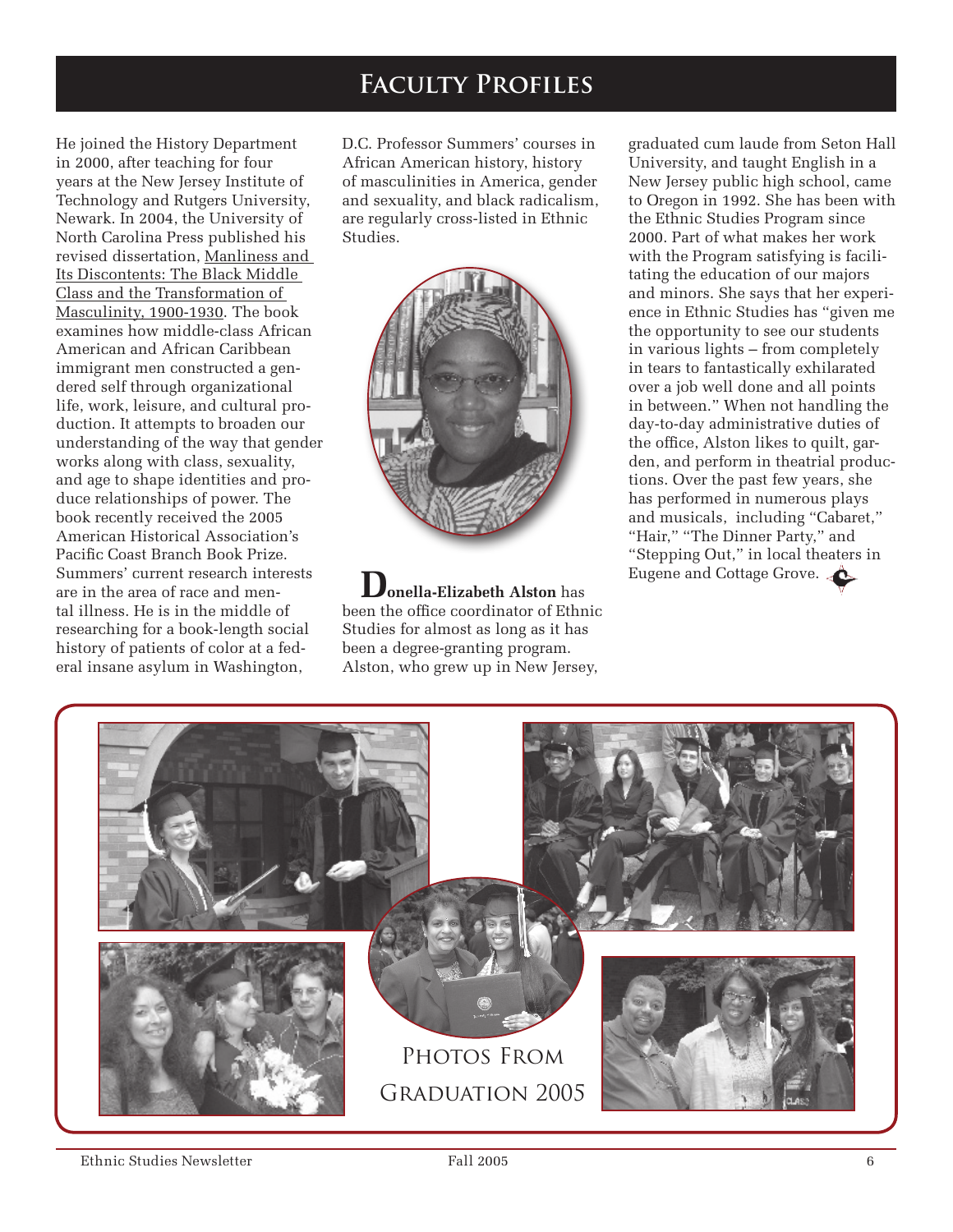# Faculty Profiles

He joined the History Department in 2000, after teaching for four years at the New Jersey Institute of Technology and Rutgers University, Newark. In 2004, the University of North Carolina Press published his revised dissertation, Manliness and Its Discontents: The Black Middle Class and the Transformation of Masculinity, 1900-1930. The book examines how middle-class African American and African Caribbean immigrant men constructed a gendered self through organizational life, work, leisure, and cultural production. It attempts to broaden our understanding of the way that gender works along with class, sexuality, and age to shape identities and produce relationships of power. The book recently received the 2005 American Historical Association's Pacific Coast Branch Book Prize. Summers' current research interests are in the area of race and mental illness. He is in the middle of researching for a book-length social history of patients of color at a federal insane asylum in Washington, D.C. Professor Summers' courses in African American history, history of masculinities in America, gender and sexuality, and black radicalism, are regularly cross-listed in Ethnic Studies.

**Donella-Elizabeth Alston** has been the office coordinator of Ethnic Studies for almost as long as it has been a degree-granting program. Alston, who grew up in New Jersey, graduated cum laude from Seton Hall University, and taught English in a New Jersey public high school, came to Oregon in 1992. She has been with the Ethnic Studies Program since 2000. Part of what makes her work with the Program satisfying is facilitating the education of our majors and minors. She says that her experience in Ethnic Studies has "given me the opportunity to see our students in various lights – from completely in tears to fantastically exhilarated over a job well done and all points in between." When not handling the day-to-day administrative duties of the office, Alston likes to quilt, garden, and perform in theatrial productions. Over the past few years, she has performed in numerous plays and musicals, including "Cabaret," "Hair," "The Dinner Party," and "Stepping Out," in local theaters in Eugene and Cottage Grove.

Photos From Graduation 2005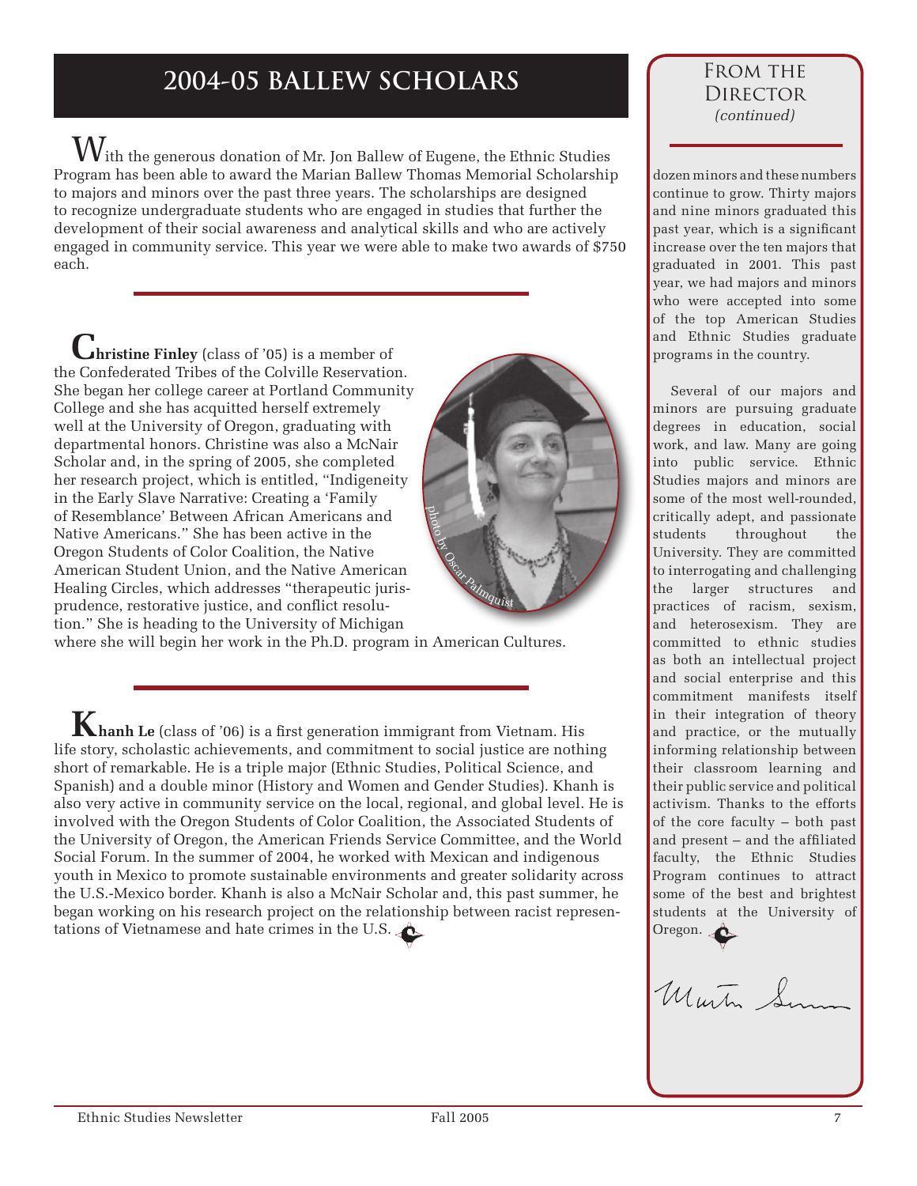## 2004-05 BALLEW SCHOLARS

With the generous donation of Mr. Jon Ballew of Eugene, the Ethnic Studies Program has been able to award the Marian Ballew Thomas Memorial Scholarship to majors and minors over the past three years. The scholarships are designed to recognize undergraduate students who are engaged in studies that further the development of their social awareness and analytical skills and who are actively engaged in community service. This year we were able to make two awards of $750 each.

**Christine Finley** (class of '05) is a member of the Confederated Tribes of the Colville Reservation. She began her college career at Portland Community College and she has acquitted herself extremely well at the University of Oregon, graduating with departmental honors. Christine was also a McNair Scholar and, in the spring of 2005, she completed her research project, which is entitled, "Indigeneity in the Early Slave Narrative: Creating a 'Family of Resemblance' Between African Americans and Native Americans." She has been active in the Oregon Students of Color Coalition, the Native American Student Union, and the Native American Healing Circles, which addresses "therapeutic jurisprudence, restorative justice, and conflict resolution." She is heading to the University of Michigan where she will begin her work in the Ph.D. program in American Cultures.

Photo by Oscar Palmquist

**Khanh Le** (class of '06) is a first generation immigrant from Vietnam. His life story, scholastic achievements, and commitment to social justice are nothing short of remarkable. He is a triple major (Ethnic Studies, Political Science, and Spanish) and a double minor (History and Women and Gender Studies). Khanh is also very active in community service on the local, regional, and global level. He is involved with the Oregon Students of Color Coalition, the Associated Students of the University of Oregon, the American Friends Service Committee, and the World Social Forum. In the summer of 2004, he worked with Mexican and indigenous youth in Mexico to promote sustainable environments and greater solidarity across the U.S.-Mexico border. Khanh is also a McNair Scholar and, this past summer, he began working on his research project on the relationship between racist representations of Vietnamese and hate crimes in the U.S.

### From the Director *(continued)*

dozen minors and these numbers continue to grow. Thirty majors and nine minors graduated this past year, which is a significant increase over the ten majors that graduated in 2001. This past year, we had majors and minors who were accepted into some of the top American Studies and Ethnic Studies graduate programs in the country.

Several of our majors and minors are pursuing graduate degrees in education, social work, and law. Many are going into public service. Ethnic Studies majors and minors are some of the most well-rounded, critically adept, and passionate students throughout the University. They are committed to interrogating and challenging the larger structures and practices of racism, sexism, and heterosexism. They are committed to ethnic studies as both an intellectual project and social enterprise and this commitment manifests itself in their integration of theory and practice, or the mutually informing relationship between their classroom learning and their public service and political activism. Thanks to the efforts of the core faculty – both past and present – and the affiliated faculty, the Ethnic Studies Program continues to attract some of the best and brightest students at the University of Oregon.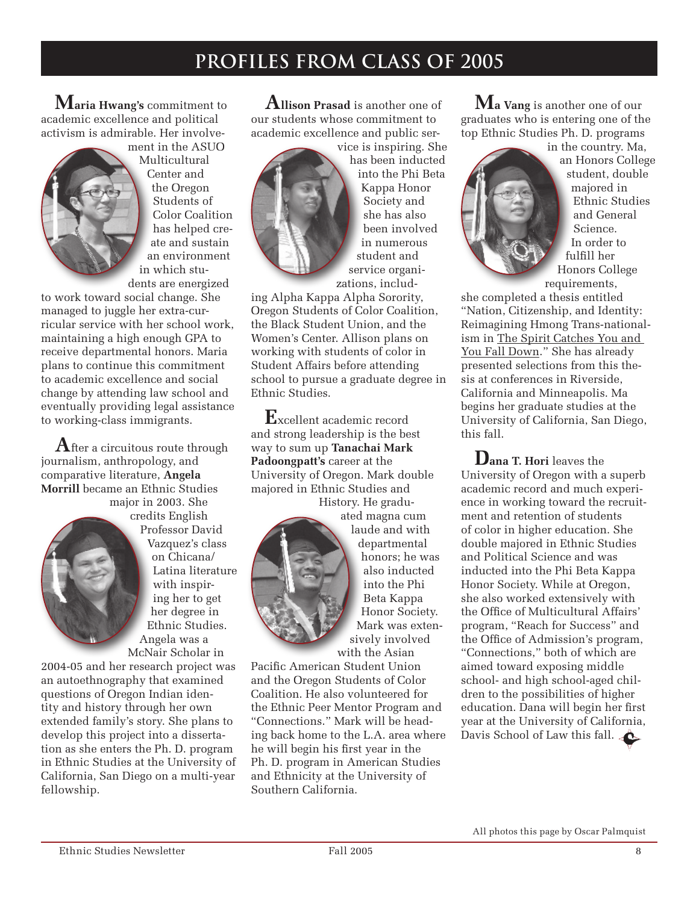# PROFILES FROM CLASS OF 2005

**Maria Hwang's** commitment to academic excellence and political activism is admirable. Her involvement in the ASUO Multicultural Center and the Oregon Students of Color Coalition has helped create and sustain an environment in which students are energized to work toward social change. She managed to juggle her extra-curricular service with her school work, maintaining a high enough GPA to receive departmental honors. Maria plans to continue this commitment to academic excellence and social change by attending law school and eventually providing legal assistance to working-class immigrants.

After a circuitous route through journalism, anthropology, and comparative literature, **Angela Morrill** became an Ethnic Studies major in 2003. She credits English Professor David Vazquez's class on Chicana/Latina literature with inspiring her to get her degree in Ethnic Studies. Angela was a McNair Scholar in 2004-05 and her research project was an autoethnography that examined questions of Oregon Indian identity and history through her own extended family's story. She plans to develop this project into a dissertation as she enters the Ph. D. program in Ethnic Studies at the University of California, San Diego on a multi-year fellowship.

**Allison Prasad** is another one of our students whose commitment to academic excellence and public service is inspiring. She has been inducted into the Phi Beta Kappa Honor Society and she has also been involved in numerous student and service organizations, including Alpha Kappa Alpha Sorority, Oregon Students of Color Coalition, the Black Student Union, and the Women's Center. Allison plans on working with students of color in Student Affairs before attending school to pursue a graduate degree in Ethnic Studies.

Excellent academic record and strong leadership is the best way to sum up **Tanachai Mark Padoongpatt's** career at the University of Oregon. Mark double majored in Ethnic Studies and History. He graduated magna cum laude and with departmental honors; he was also inducted into the Phi Beta Kappa Honor Society. Mark was extensively involved with the Asian Pacific American Student Union and the Oregon Students of Color Coalition. He also volunteered for the Ethnic Peer Mentor Program and "Connections." Mark will be heading back home to the L.A. area where he will begin his first year in the Ph. D. program in American Studies and Ethnicity at the University of Southern California.

**Ma Vang** is another one of our graduates who is entering one of the top Ethnic Studies Ph. D. programs in the country. Ma, an Honors College student, double majored in Ethnic Studies and General Science. In order to fulfill her Honors College requirements, she completed a thesis entitled "Nation, Citizenship, and Identity: Reimagining Hmong Trans-nationalism in The Spirit Catches You and You Fall Down." She has already presented selections from this thesis at conferences in Riverside, California and Minneapolis. Ma begins her graduate studies at the University of California, San Diego, this fall.

**Dana T. Hori** leaves the University of Oregon with a superb academic record and much experience in working toward the recruitment and retention of students of color in higher education. She double majored in Ethnic Studies and Political Science and was inducted into the Phi Beta Kappa Honor Society. While at Oregon, she also worked extensively with the Office of Multicultural Affairs' program, "Reach for Success" and the Office of Admission's program, "Connections," both of which are aimed toward exposing middle school- and high school-aged children to the possibilities of higher education. Dana will begin her first year at the University of California, Davis School of Law this fall.

All photos this page by Oscar Palmquist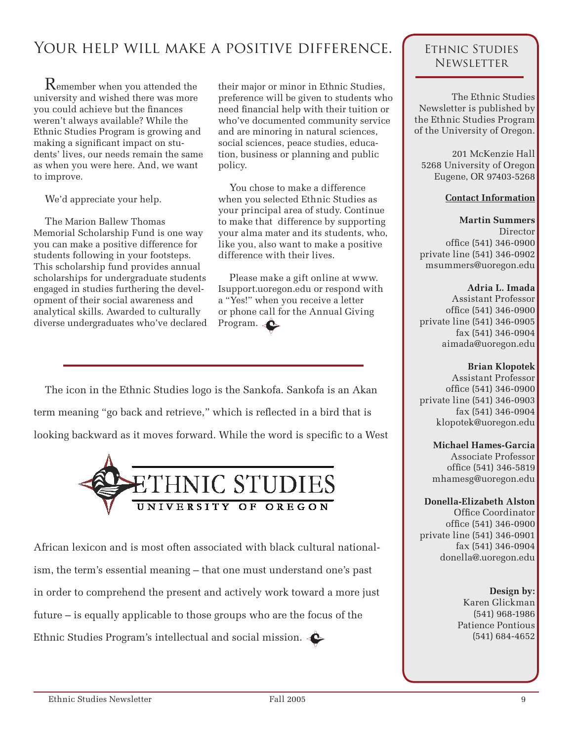# Your help will make a positive difference.

Remember when you attended the university and wished there was more you could achieve but the finances weren't always available? While the Ethnic Studies Program is growing and making a significant impact on students' lives, our needs remain the same as when you were here. And, we want to improve.

We'd appreciate your help.

The Marion Ballew Thomas Memorial Scholarship Fund is one way you can make a positive difference for students following in your footsteps. This scholarship fund provides annual scholarships for undergraduate students engaged in studies furthering the development of their social awareness and analytical skills. Awarded to culturally diverse undergraduates who've declared their major or minor in Ethnic Studies, preference will be given to students who need financial help with their tuition or who've documented community service and are minoring in natural sciences, social sciences, peace studies, education, business or planning and public policy.

You chose to make a difference when you selected Ethnic Studies as your principal area of study. Continue to make that difference by supporting your alma mater and its students, who, like you, also want to make a positive difference with their lives.

Please make a gift online at www.Isupport.uoregon.edu or respond with a "Yes!" when you receive a letter or phone call for the Annual Giving Program.

---

The icon in the Ethnic Studies logo is the Sankofa. Sankofa is an Akan term meaning "go back and retrieve," which is reflected in a bird that is looking backward as it moves forward. While the word is specific to a West African lexicon and is most often associated with black cultural nationalism, the term's essential meaning – that one must understand one's past in order to comprehend the present and actively work toward a more just future – is equally applicable to those groups who are the focus of the Ethnic Studies Program's intellectual and social mission.

ETHNIC STUDIES
UNIVERSITY OF OREGON

## Ethnic Studies Newsletter

The Ethnic Studies Newsletter is published by the Ethnic Studies Program of the University of Oregon.

201 McKenzie Hall
5268 University of Oregon
Eugene, OR 97403-5268

**Contact Information**

**Martin Summers**
Director
office (541) 346-0900
private line (541) 346-0902
msummers@uoregon.edu

**Adria L. Imada**
Assistant Professor
office (541) 346-0900
private line (541) 346-0905
fax (541) 346-0904
aimada@uoregon.edu

**Brian Klopotek**
Assistant Professor
office (541) 346-0900
private line (541) 346-0903
fax (541) 346-0904
klopotek@uoregon.edu

**Michael Hames-Garcia**
Associate Professor
office (541) 346-5819
mhamesg@uoregon.edu

**Donella-Elizabeth Alston**
Office Coordinator
office (541) 346-0900
private line (541) 346-0901
fax (541) 346-0904
donella@.uoregon.edu

**Design by:**
Karen Glickman
(541) 968-1986
Patience Pontious
(541) 684-4652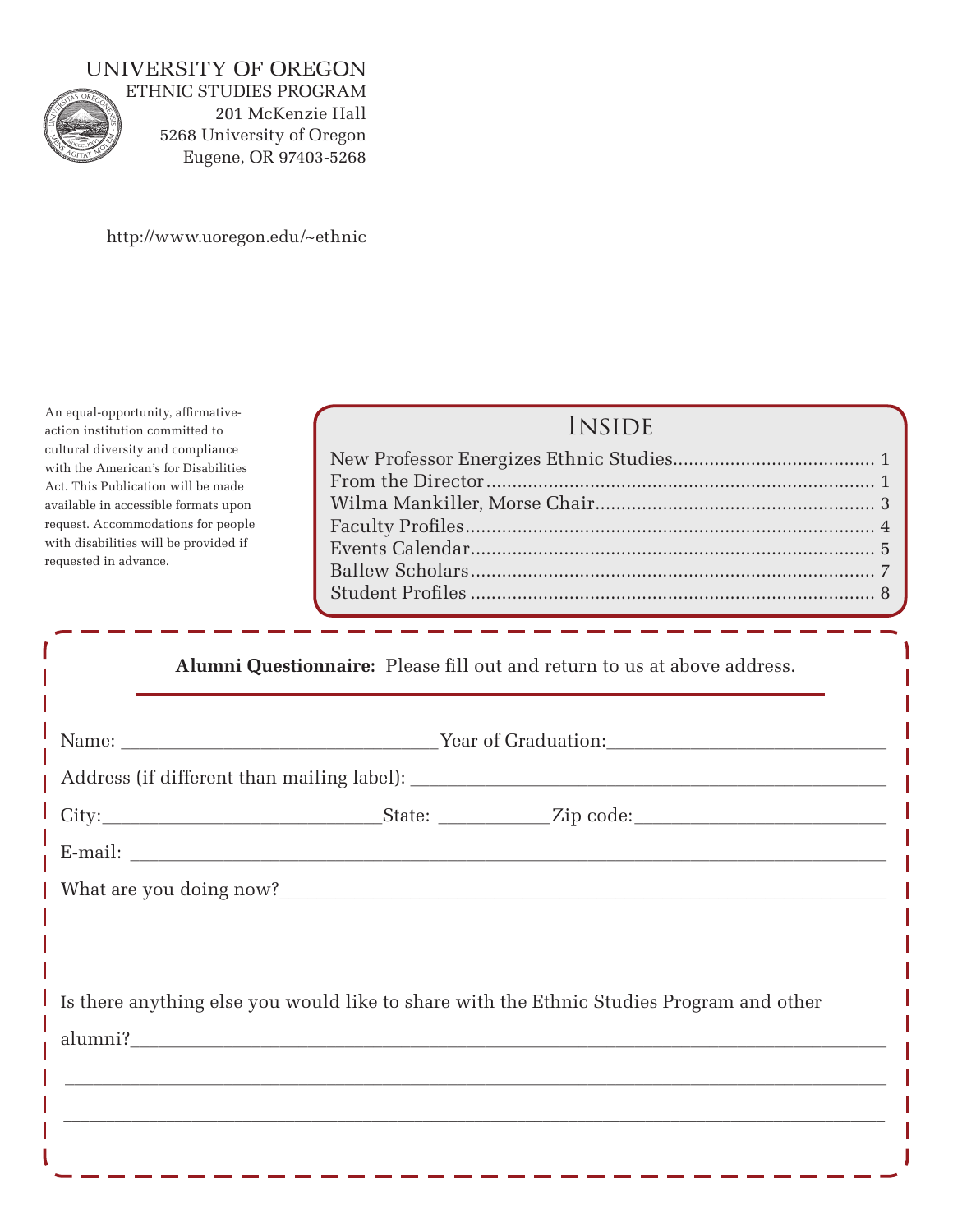UNIVERSITY OF OREGON
ETHNIC STUDIES PROGRAM
201 McKenzie Hall
5268 University of Oregon
Eugene, OR 97403-5268

http://www.uoregon.edu/~ethnic

An equal-opportunity, affirmative-action institution committed to cultural diversity and compliance with the American's for Disabilities Act. This Publication will be made available in accessible formats upon request. Accommodations for people with disabilities will be provided if requested in advance.

## Inside

New Professor Energizes Ethnic Studies....................................... 1
From the Director........................................................................... 1
Wilma Mankiller, Morse Chair...................................................... 3
Faculty Profiles............................................................................... 4
Events Calendar.............................................................................. 5
Ballew Scholars.............................................................................. 7
Student Profiles .............................................................................. 8

**Alumni Questionnaire:** Please fill out and return to us at above address.

Name: ________________________________ Year of Graduation: ____________________________

Address (if different than mailing label): ______________________________________________

City: ____________________________ State: ___________ Zip code: _________________________

E-mail: ________________________________________________________________________________

What are you doing now? _______________________________________________________________

_______________________________________________________________________________________

_______________________________________________________________________________________

Is there anything else you would like to share with the Ethnic Studies Program and other alumni? ___________________________________________________________________________

_______________________________________________________________________________________

_______________________________________________________________________________________